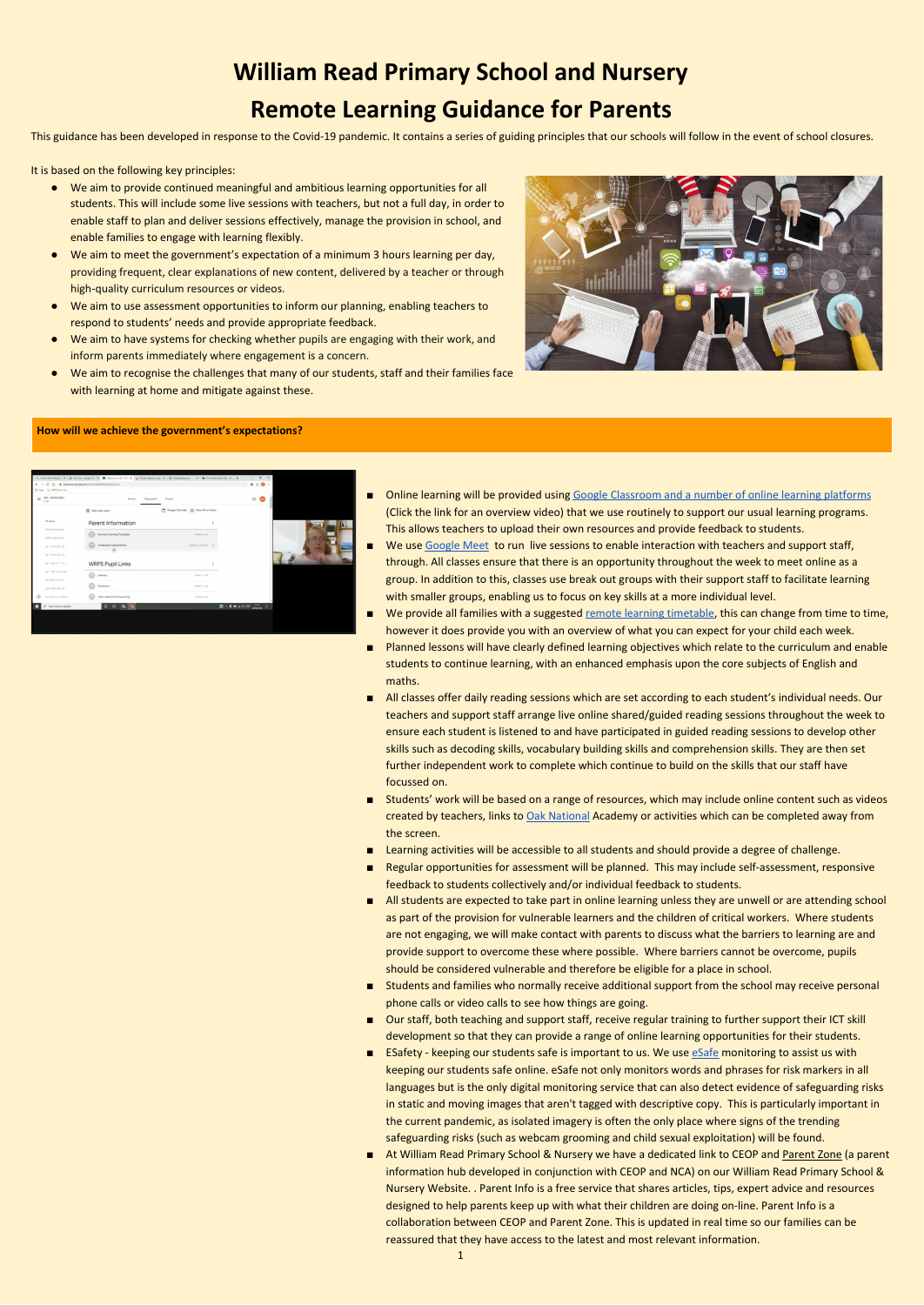# William Read Primary School and Nursery

# Remote Learning Guidance for Parents

This guidance has been developed in response to the Covid-19 pandemic. It contains a series of guiding principles that our schools will follow in the event of school closures.

It is based on the following key principles:

- We aim to provide continued meaningful and ambitious learning opportunities for all students. This will include some live sessions with teachers, but not a full day, in order to enable staff to plan and deliver sessions effectively, manage the provision in school, and enable families to engage with learning flexibly.
- We aim to meet the government's expectation of a minimum 3 hours learning per day, providing frequent, clear explanations of new content, delivered by a teacher or through high-quality curriculum resources or videos.
- We aim to use assessment opportunities to inform our planning, enabling teachers to respond to students' needs and provide appropriate feedback.
- We aim to have systems for checking whether pupils are engaging with their work, and inform parents immediately where engagement is a concern.
- We aim to recognise the challenges that many of our students, staff and their families face with learning at home and mitigate against these.

**How will we achieve the government's expectations?**

- Online learning will be provided using Google Classroom and a number of online learning platforms (Click the link for an overview video) that we use routinely to support our usual learning programs. This allows teachers to upload their own resources and provide feedback to students.
- We use Google Meet to run live sessions to enable interaction with teachers and support staff, through. All classes ensure that there is an opportunity throughout the week to meet online as a group. In addition to this, classes use break out groups with their support staff to facilitate learning with smaller groups, enabling us to focus on key skills at a more individual level.
- We provide all families with a suggested remote learning timetable, this can change from time to time, however it does provide you with an overview of what you can expect for your child each week.
- Planned lessons will have clearly defined learning objectives which relate to the curriculum and enable students to continue learning, with an enhanced emphasis upon the core subjects of English and maths.
- All classes offer daily reading sessions which are set according to each student's individual needs. Our teachers and support staff arrange live online shared/guided reading sessions throughout the week to ensure each student is listened to and have participated in guided reading sessions to develop other skills such as decoding skills, vocabulary building skills and comprehension skills. They are then set further independent work to complete which continue to build on the skills that our staff have focussed on.
- Students' work will be based on a range of resources, which may include online content such as videos created by teachers, links to Oak National Academy or activities which can be completed away from the screen.
- Learning activities will be accessible to all students and should provide a degree of challenge.
- Regular opportunities for assessment will be planned. This may include self-assessment, responsive feedback to students collectively and/or individual feedback to students.
- All students are expected to take part in online learning unless they are unwell or are attending school as part of the provision for vulnerable learners and the children of critical workers. Where students are not engaging, we will make contact with parents to discuss what the barriers to learning are and provide support to overcome these where possible. Where barriers cannot be overcome, pupils should be considered vulnerable and therefore be eligible for a place in school.
- Students and families who normally receive additional support from the school may receive personal phone calls or video calls to see how things are going.
- Our staff, both teaching and support staff, receive regular training to further support their ICT skill development so that they can provide a range of online learning opportunities for their students.
- ESafety - keeping our students safe is important to us. We use eSafe monitoring to assist us with keeping our students safe online. eSafe not only monitors words and phrases for risk markers in all languages but is the only digital monitoring service that can also detect evidence of safeguarding risks in static and moving images that aren't tagged with descriptive copy. This is particularly important in the current pandemic, as isolated imagery is often the only place where signs of the trending safeguarding risks (such as webcam grooming and child sexual exploitation) will be found.
- At William Read Primary School & Nursery we have a dedicated link to CEOP and Parent Zone (a parent information hub developed in conjunction with CEOP and NCA) on our William Read Primary School & Nursery Website. . Parent Info is a free service that shares articles, tips, expert advice and resources designed to help parents keep up with what their children are doing on-line. Parent Info is a collaboration between CEOP and Parent Zone. This is updated in real time so our families can be reassured that they have access to the latest and most relevant information.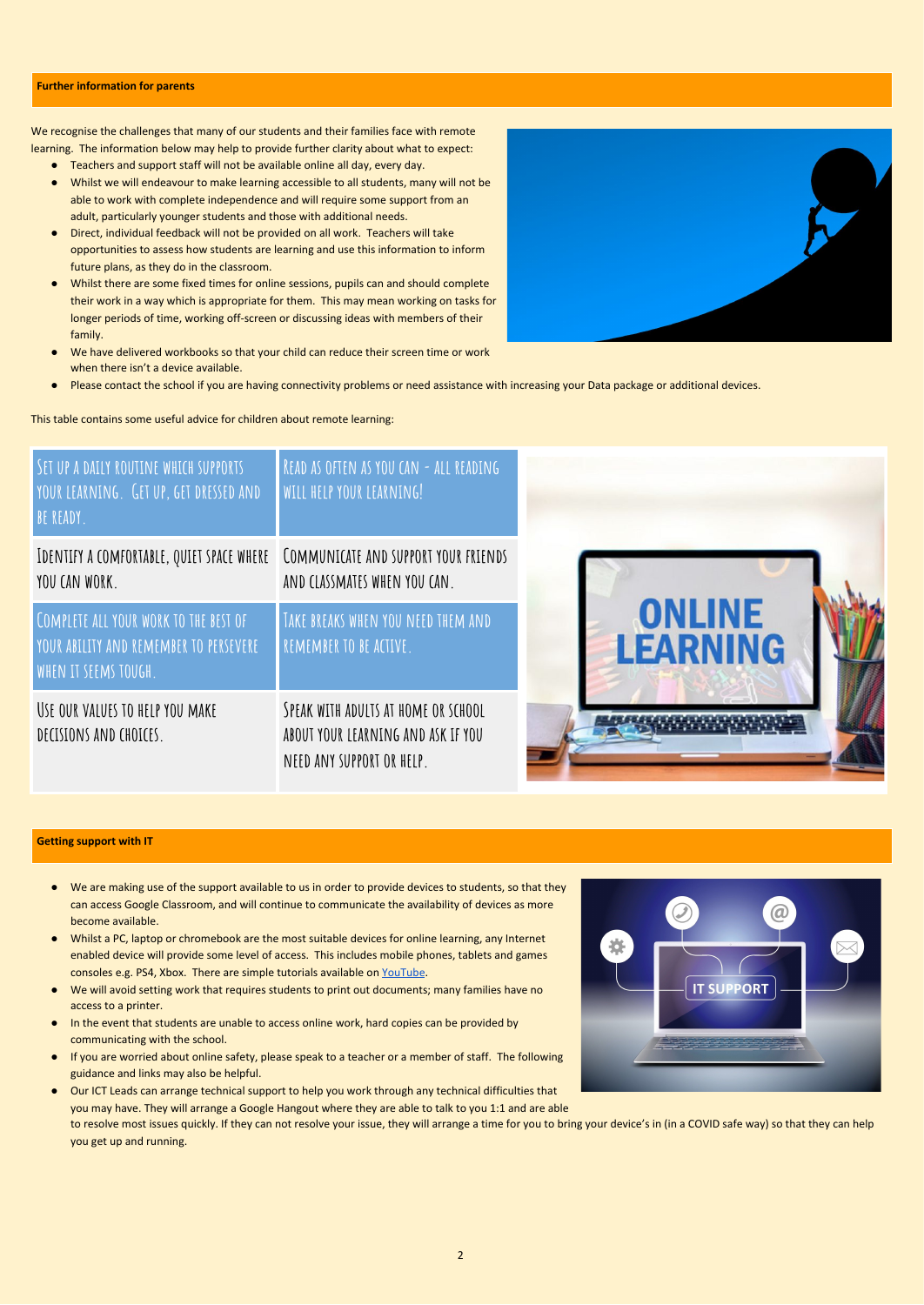## Further information for parents

We recognise the challenges that many of our students and their families face with remote learning. The information below may help to provide further clarity about what to expect:

- Teachers and support staff will not be available online all day, every day.
- Whilst we will endeavour to make learning accessible to all students, many will not be able to work with complete independence and will require some support from an adult, particularly younger students and those with additional needs.
- Direct, individual feedback will not be provided on all work. Teachers will take opportunities to assess how students are learning and use this information to inform future plans, as they do in the classroom.
- Whilst there are some fixed times for online sessions, pupils can and should complete their work in a way which is appropriate for them. This may mean working on tasks for longer periods of time, working off-screen or discussing ideas with members of their family.
- We have delivered workbooks so that your child can reduce their screen time or work when there isn't a device available.
- Please contact the school if you are having connectivity problems or need assistance with increasing your Data package or additional devices.

This table contains some useful advice for children about remote learning:

| | |
|---|---|
| Set up a daily routine which supports your learning. Get up, get dressed and be ready. | Read as often as you can - all reading will help your learning! |
| Identify a comfortable, quiet space where you can work. | Communicate and support your friends and classmates when you can. |
| Complete all your work to the best of your ability and remember to persevere when it seems tough. | Take breaks when you need them and remember to be active. |
| Use our values to help you make decisions and choices. | Speak with adults at home or school about your learning and ask if you need any support or help. |

## Getting support with IT

- We are making use of the support available to us in order to provide devices to students, so that they can access Google Classroom, and will continue to communicate the availability of devices as more become available.
- Whilst a PC, laptop or chromebook are the most suitable devices for online learning, any Internet enabled device will provide some level of access. This includes mobile phones, tablets and games consoles e.g. PS4, Xbox. There are simple tutorials available on YouTube.
- We will avoid setting work that requires students to print out documents; many families have no access to a printer.
- In the event that students are unable to access online work, hard copies can be provided by communicating with the school.
- If you are worried about online safety, please speak to a teacher or a member of staff. The following guidance and links may also be helpful.
- Our ICT Leads can arrange technical support to help you work through any technical difficulties that you may have. They will arrange a Google Hangout where they are able to talk to you 1:1 and are able to resolve most issues quickly. If they can not resolve your issue, they will arrange a time for you to bring your device's in (in a COVID safe way) so that they can help you get up and running.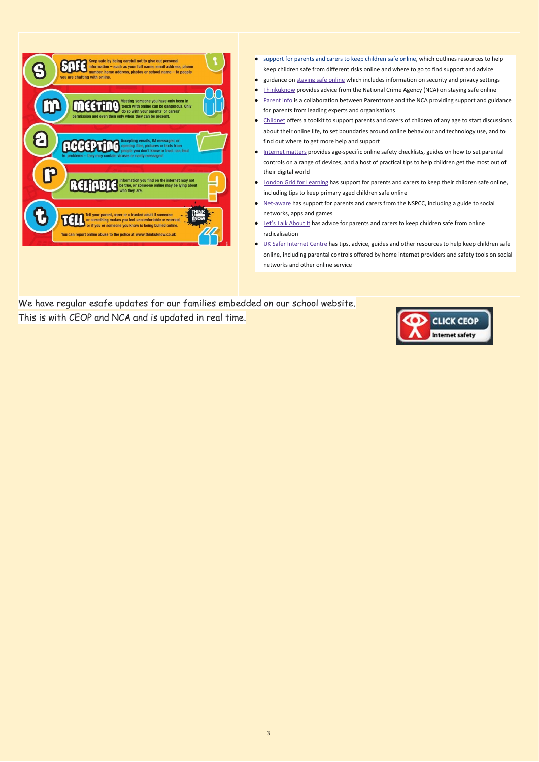**S** **SAFE** Keep safe by being careful not to give out personal information – such as your full name, email address, phone number, home address, photos or school name – to people you are chatting with online.

**M** **MEETING** Meeting someone you have only been in touch with online can be dangerous. Only do so with your parents' or carers' permission and even then only when they can be present.

**A** **ACCEPTING** Accepting emails, IM messages, or opening files, pictures or texts from people you don't know or trust can lead to problems – they may contain viruses or nasty messages!

**R** **RELIABLE** Information you find on the internet may not be true, or someone online may be lying about who they are.

**T** **TELL** Tell your parent, carer or a trusted adult if someone or something makes you feel uncomfortable or worried, or if you or someone you know is being bullied online.

You can report online abuse to the police at www.thinkuknow.co.uk

- support for parents and carers to keep children safe online, which outlines resources to help keep children safe from different risks online and where to go to find support and advice
- guidance on staying safe online which includes information on security and privacy settings
- Thinkuknow provides advice from the National Crime Agency (NCA) on staying safe online
- Parent info is a collaboration between Parentzone and the NCA providing support and guidance for parents from leading experts and organisations
- Childnet offers a toolkit to support parents and carers of children of any age to start discussions about their online life, to set boundaries around online behaviour and technology use, and to find out where to get more help and support
- Internet matters provides age-specific online safety checklists, guides on how to set parental controls on a range of devices, and a host of practical tips to help children get the most out of their digital world
- London Grid for Learning has support for parents and carers to keep their children safe online, including tips to keep primary aged children safe online
- Net-aware has support for parents and carers from the NSPCC, including a guide to social networks, apps and games
- Let's Talk About It has advice for parents and carers to keep children safe from online radicalisation
- UK Safer Internet Centre has tips, advice, guides and other resources to help keep children safe online, including parental controls offered by home internet providers and safety tools on social networks and other online service

We have regular esafe updates for our families embedded on our school website.
This is with CEOP and NCA and is updated in real time.

CLICK CEOP Internet safety